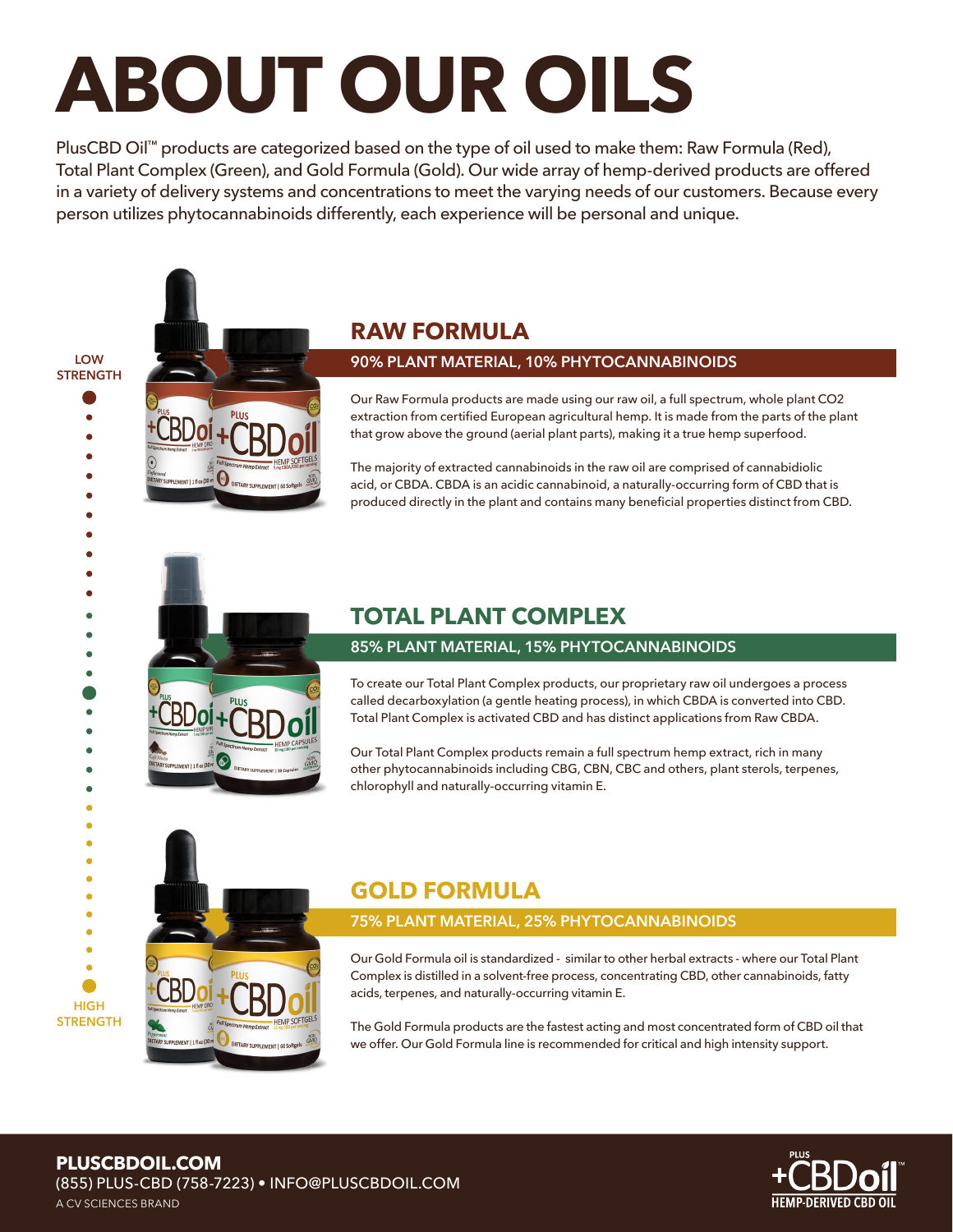# ABOUT OUR OILS

PlusCBD Oil™ products are categorized based on the type of oil used to make them: Raw Formula (Red), Total Plant Complex (Green), and Gold Formula (Gold). Our wide array of hemp-derived products are offered in a variety of delivery systems and concentrations to meet the varying needs of our customers. Because every person utilizes phytocannabinoids differently, each experience will be personal and unique.

LOW STRENGTH

## RAW FORMULA

**90% PLANT MATERIAL, 10% PHYTOCANNABINOIDS**

Our Raw Formula products are made using our raw oil, a full spectrum, whole plant $CO_2$ extraction from certified European agricultural hemp. It is made from the parts of the plant that grow above the ground (aerial plant parts), making it a true hemp superfood.

The majority of extracted cannabinoids in the raw oil are comprised of cannabidiolic acid, or CBDA. CBDA is an acidic cannabinoid, a naturally-occurring form of CBD that is produced directly in the plant and contains many beneficial properties distinct from CBD.

## TOTAL PLANT COMPLEX

**85% PLANT MATERIAL, 15% PHYTOCANNABINOIDS**

To create our Total Plant Complex products, our proprietary raw oil undergoes a process called decarboxylation (a gentle heating process), in which CBDA is converted into CBD. Total Plant Complex is activated CBD and has distinct applications from Raw CBDA.

Our Total Plant Complex products remain a full spectrum hemp extract, rich in many other phytocannabinoids including CBG, CBN, CBC and others, plant sterols, terpenes, chlorophyll and naturally-occurring vitamin E.

## GOLD FORMULA

**75% PLANT MATERIAL, 25% PHYTOCANNABINOIDS**

Our Gold Formula oil is standardized - similar to other herbal extracts - where our Total Plant Complex is distilled in a solvent-free process, concentrating CBD, other cannabinoids, fatty acids, terpenes, and naturally-occurring vitamin E.

The Gold Formula products are the fastest acting and most concentrated form of CBD oil that we offer. Our Gold Formula line is recommended for critical and high intensity support.

HIGH STRENGTH

**PLUSCBDOIL.COM**
(855) PLUS-CBD (758-7223) • INFO@PLUSCBDOIL.COM
A CV SCIENCES BRAND

PLUS +CBDoil™ HEMP-DERIVED CBD OIL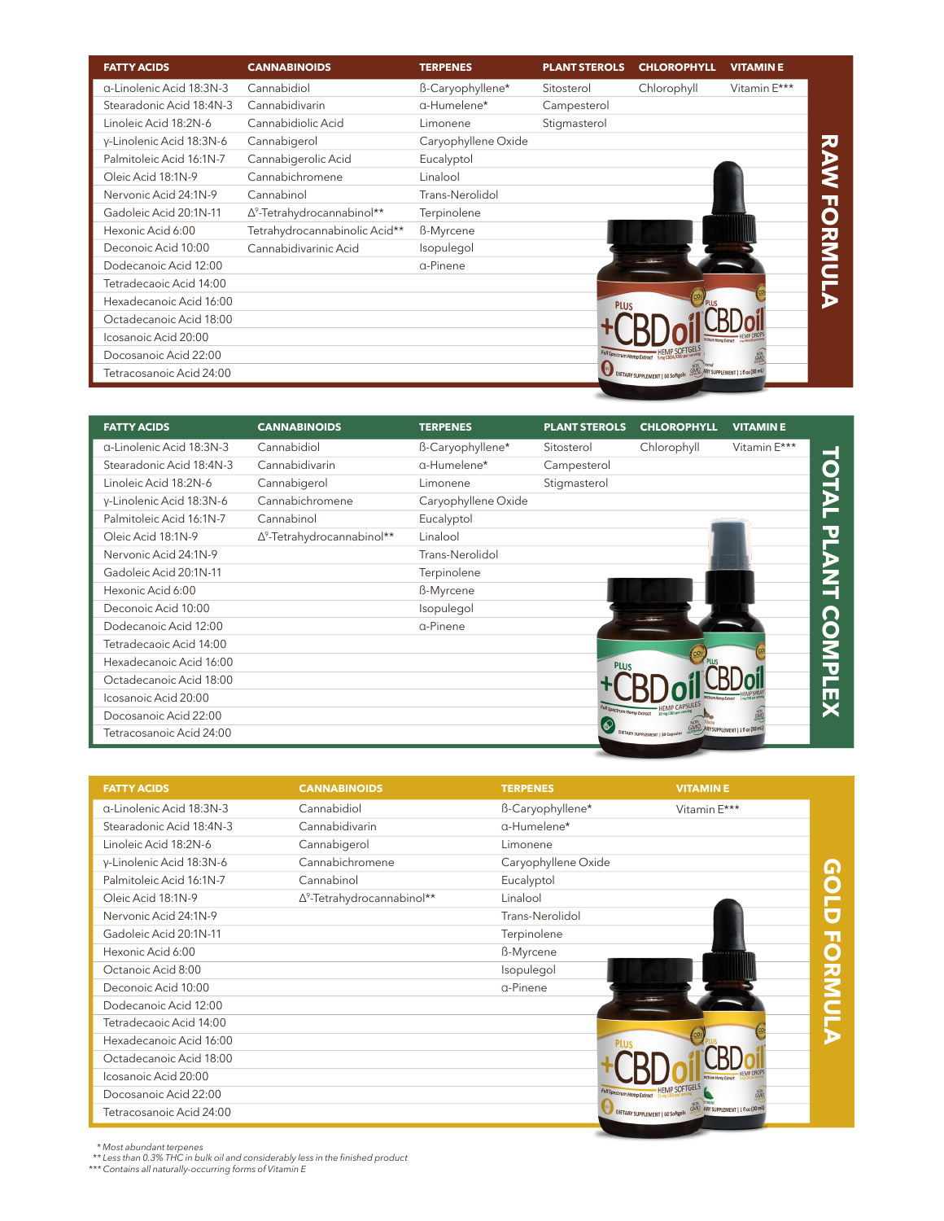## RAW FORMULA

| FATTY ACIDS | CANNABINOIDS | TERPENES | PLANT STEROLS | CHLOROPHYLL | VITAMIN E |
|---|---|---|---|---|---|
| α-Linolenic Acid 18:3N-3 | Cannabidiol | ß-Caryophyllene* | Sitosterol | Chlorophyll | Vitamin E*** |
| Stearadonic Acid 18:4N-3 | Cannabidivarin | α-Humelene* | Campesterol | | |
| Linoleic Acid 18:2N-6 | Cannabidiolic Acid | Limonene | Stigmasterol | | |
| γ-Linolenic Acid 18:3N-6 | Cannabigerol | Caryophyllene Oxide | | | |
| Palmitoleic Acid 16:1N-7 | Cannabigerolic Acid | Eucalyptol | | | |
| Oleic Acid 18:1N-9 | Cannabichromene | Linalool | | | |
| Nervonic Acid 24:1N-9 | Cannabinol | Trans-Nerolidol | | | |
| Gadoleic Acid 20:1N-11 | $\Delta^9$-Tetrahydrocannabinol** | Terpinolene | | | |
| Hexonic Acid 6:00 | Tetrahydrocannabinolic Acid** | ß-Myrcene | | | |
| Deconoic Acid 10:00 | Cannabidivarinic Acid | Isopulegol | | | |
| Dodecanoic Acid 12:00 | | α-Pinene | | | |
| Tetradecaoic Acid 14:00 | | | | | |
| Hexadecanoic Acid 16:00 | | | | | |
| Octadecanoic Acid 18:00 | | | | | |
| Icosanoic Acid 20:00 | | | | | |
| Docosanoic Acid 22:00 | | | | | |
| Tetracosanoic Acid 24:00 | | | | | |

## TOTAL PLANT COMPLEX

| FATTY ACIDS | CANNABINOIDS | TERPENES | PLANT STEROLS | CHLOROPHYLL | VITAMIN E |
|---|---|---|---|---|---|
| α-Linolenic Acid 18:3N-3 | Cannabidiol | ß-Caryophyllene* | Sitosterol | Chlorophyll | Vitamin E*** |
| Stearadonic Acid 18:4N-3 | Cannabidivarin | α-Humelene* | Campesterol | | |
| Linoleic Acid 18:2N-6 | Cannabigerol | Limonene | Stigmasterol | | |
| γ-Linolenic Acid 18:3N-6 | Cannabichromene | Caryophyllene Oxide | | | |
| Palmitoleic Acid 16:1N-7 | Cannabinol | Eucalyptol | | | |
| Oleic Acid 18:1N-9 | $\Delta^9$-Tetrahydrocannabinol** | Linalool | | | |
| Nervonic Acid 24:1N-9 | | Trans-Nerolidol | | | |
| Gadoleic Acid 20:1N-11 | | Terpinolene | | | |
| Hexonic Acid 6:00 | | ß-Myrcene | | | |
| Deconoic Acid 10:00 | | Isopulegol | | | |
| Dodecanoic Acid 12:00 | | α-Pinene | | | |
| Tetradecaoic Acid 14:00 | | | | | |
| Hexadecanoic Acid 16:00 | | | | | |
| Octadecanoic Acid 18:00 | | | | | |
| Icosanoic Acid 20:00 | | | | | |
| Docosanoic Acid 22:00 | | | | | |
| Tetracosanoic Acid 24:00 | | | | | |

## GOLD FORMULA

| FATTY ACIDS | CANNABINOIDS | TERPENES | VITAMIN E |
|---|---|---|---|
| α-Linolenic Acid 18:3N-3 | Cannabidiol | ß-Caryophyllene* | Vitamin E*** |
| Stearadonic Acid 18:4N-3 | Cannabidivarin | α-Humelene* | |
| Linoleic Acid 18:2N-6 | Cannabigerol | Limonene | |
| γ-Linolenic Acid 18:3N-6 | Cannabichromene | Caryophyllene Oxide | |
| Palmitoleic Acid 16:1N-7 | Cannabinol | Eucalyptol | |
| Oleic Acid 18:1N-9 | $\Delta^9$-Tetrahydrocannabinol** | Linalool | |
| Nervonic Acid 24:1N-9 | | Trans-Nerolidol | |
| Gadoleic Acid 20:1N-11 | | Terpinolene | |
| Hexonic Acid 6:00 | | ß-Myrcene | |
| Octanoic Acid 8:00 | | Isopulegol | |
| Deconoic Acid 10:00 | | α-Pinene | |
| Dodecanoic Acid 12:00 | | | |
| Tetradecaoic Acid 14:00 | | | |
| Hexadecanoic Acid 16:00 | | | |
| Octadecanoic Acid 18:00 | | | |
| Icosanoic Acid 20:00 | | | |
| Docosanoic Acid 22:00 | | | |
| Tetracosanoic Acid 24:00 | | | |

*\* Most abundant terpenes*
*\*\* Less than 0.3% THC in bulk oil and considerably less in the finished product*
*\*\*\* Contains all naturally-occurring forms of Vitamin E*